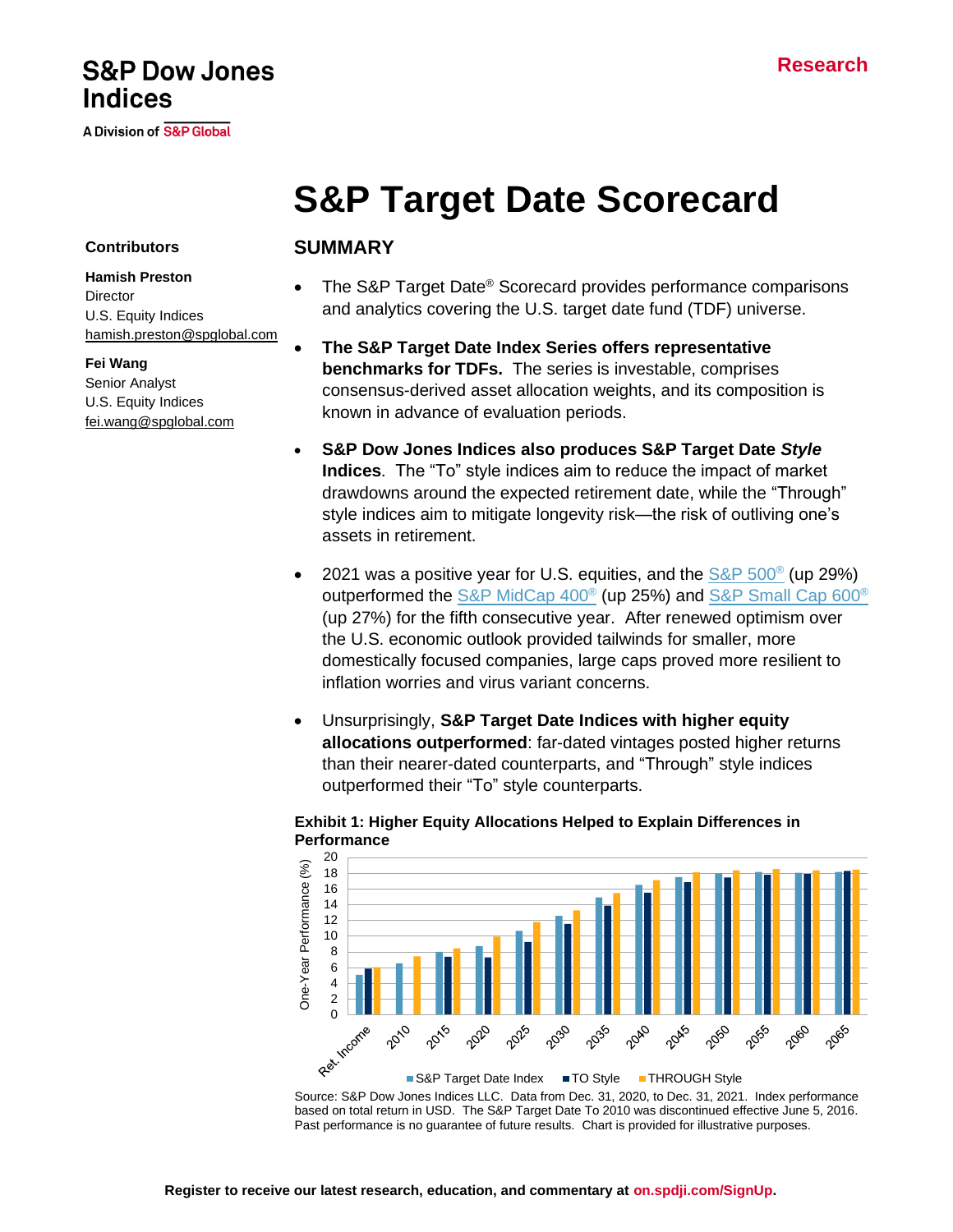S&P Dow Jones Indices

A Division of S&P Global

Research

# S&P Target Date Scorecard

**Contributors**

**Hamish Preston**
Director
U.S. Equity Indices
hamish.preston@spglobal.com

**Fei Wang**
Senior Analyst
U.S. Equity Indices
fei.wang@spglobal.com

## SUMMARY

- The S&P Target Date® Scorecard provides performance comparisons and analytics covering the U.S. target date fund (TDF) universe.
- **The S&P Target Date Index Series offers representative benchmarks for TDFs.** The series is investable, comprises consensus-derived asset allocation weights, and its composition is known in advance of evaluation periods.
- **S&P Dow Jones Indices also produces S&P Target Date *Style* Indices**. The "To" style indices aim to reduce the impact of market drawdowns around the expected retirement date, while the "Through" style indices aim to mitigate longevity risk—the risk of outliving one's assets in retirement.
- 2021 was a positive year for U.S. equities, and the S&P 500® (up 29%) outperformed the S&P MidCap 400® (up 25%) and S&P Small Cap 600® (up 27%) for the fifth consecutive year. After renewed optimism over the U.S. economic outlook provided tailwinds for smaller, more domestically focused companies, large caps proved more resilient to inflation worries and virus variant concerns.
- Unsurprisingly, **S&P Target Date Indices with higher equity allocations outperformed**: far-dated vintages posted higher returns than their nearer-dated counterparts, and "Through" style indices outperformed their "To" style counterparts.

**Exhibit 1: Higher Equity Allocations Helped to Explain Differences in Performance**

Source: S&P Dow Jones Indices LLC. Data from Dec. 31, 2020, to Dec. 31, 2021. Index performance based on total return in USD. The S&P Target Date To 2010 was discontinued effective June 5, 2016. Past performance is no guarantee of future results. Chart is provided for illustrative purposes.

**Register to receive our latest research, education, and commentary at on.spdji.com/SignUp.**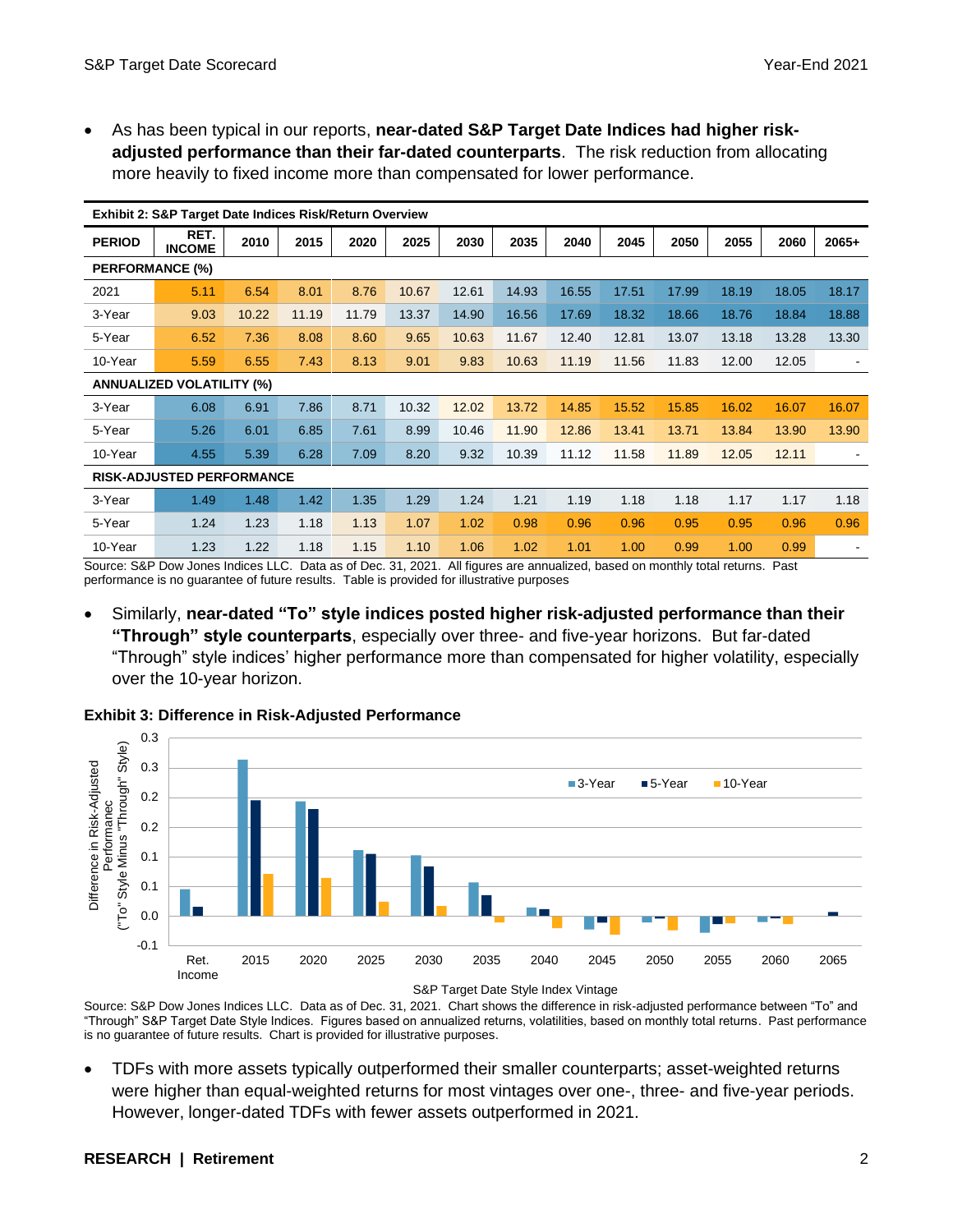- As has been typical in our reports, **near-dated S&P Target Date Indices had higher risk-adjusted performance than their far-dated counterparts**. The risk reduction from allocating more heavily to fixed income more than compensated for lower performance.

**Exhibit 2: S&P Target Date Indices Risk/Return Overview**

| PERIOD | RET. INCOME | 2010 | 2015 | 2020 | 2025 | 2030 | 2035 | 2040 | 2045 | 2050 | 2055 | 2060 | 2065+ |
|---|---|---|---|---|---|---|---|---|---|---|---|---|---|
| **PERFORMANCE (%)** | | | | | | | | | | | | | |
| 2021 | 5.11 | 6.54 | 8.01 | 8.76 | 10.67 | 12.61 | 14.93 | 16.55 | 17.51 | 17.99 | 18.19 | 18.05 | 18.17 |
| 3-Year | 9.03 | 10.22 | 11.19 | 11.79 | 13.37 | 14.90 | 16.56 | 17.69 | 18.32 | 18.66 | 18.76 | 18.84 | 18.88 |
| 5-Year | 6.52 | 7.36 | 8.08 | 8.60 | 9.65 | 10.63 | 11.67 | 12.40 | 12.81 | 13.07 | 13.18 | 13.28 | 13.30 |
| 10-Year | 5.59 | 6.55 | 7.43 | 8.13 | 9.01 | 9.83 | 10.63 | 11.19 | 11.56 | 11.83 | 12.00 | 12.05 | - |
| **ANNUALIZED VOLATILITY (%)** | | | | | | | | | | | | | |
| 3-Year | 6.08 | 6.91 | 7.86 | 8.71 | 10.32 | 12.02 | 13.72 | 14.85 | 15.52 | 15.85 | 16.02 | 16.07 | 16.07 |
| 5-Year | 5.26 | 6.01 | 6.85 | 7.61 | 8.99 | 10.46 | 11.90 | 12.86 | 13.41 | 13.71 | 13.84 | 13.90 | 13.90 |
| 10-Year | 4.55 | 5.39 | 6.28 | 7.09 | 8.20 | 9.32 | 10.39 | 11.12 | 11.58 | 11.89 | 12.05 | 12.11 | - |
| **RISK-ADJUSTED PERFORMANCE** | | | | | | | | | | | | | |
| 3-Year | 1.49 | 1.48 | 1.42 | 1.35 | 1.29 | 1.24 | 1.21 | 1.19 | 1.18 | 1.18 | 1.17 | 1.17 | 1.18 |
| 5-Year | 1.24 | 1.23 | 1.18 | 1.13 | 1.07 | 1.02 | 0.98 | 0.96 | 0.96 | 0.95 | 0.95 | 0.96 | 0.96 |
| 10-Year | 1.23 | 1.22 | 1.18 | 1.15 | 1.10 | 1.06 | 1.02 | 1.01 | 1.00 | 0.99 | 1.00 | 0.99 | - |

Source: S&P Dow Jones Indices LLC. Data as of Dec. 31, 2021. All figures are annualized, based on monthly total returns. Past performance is no guarantee of future results. Table is provided for illustrative purposes

- Similarly, **near-dated "To" style indices posted higher risk-adjusted performance than their "Through" style counterparts**, especially over three- and five-year horizons. But far-dated "Through" style indices' higher performance more than compensated for higher volatility, especially over the 10-year horizon.

**Exhibit 3: Difference in Risk-Adjusted Performance**

Source: S&P Dow Jones Indices LLC. Data as of Dec. 31, 2021. Chart shows the difference in risk-adjusted performance between "To" and "Through" S&P Target Date Style Indices. Figures based on annualized returns, volatilities, based on monthly total returns. Past performance is no guarantee of future results. Chart is provided for illustrative purposes.

- TDFs with more assets typically outperformed their smaller counterparts; asset-weighted returns were higher than equal-weighted returns for most vintages over one-, three- and five-year periods. However, longer-dated TDFs with fewer assets outperformed in 2021.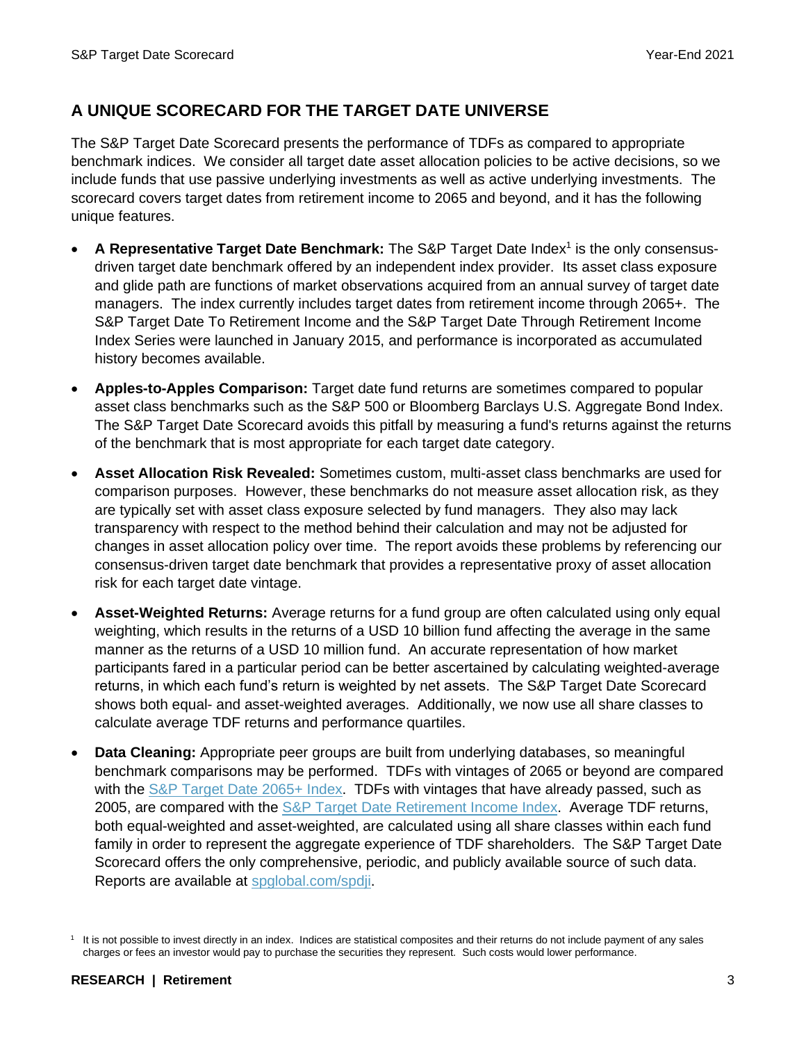## A UNIQUE SCORECARD FOR THE TARGET DATE UNIVERSE

The S&P Target Date Scorecard presents the performance of TDFs as compared to appropriate benchmark indices. We consider all target date asset allocation policies to be active decisions, so we include funds that use passive underlying investments as well as active underlying investments. The scorecard covers target dates from retirement income to 2065 and beyond, and it has the following unique features.

- **A Representative Target Date Benchmark:** The S&P Target Date Index[1] is the only consensus-driven target date benchmark offered by an independent index provider. Its asset class exposure and glide path are functions of market observations acquired from an annual survey of target date managers. The index currently includes target dates from retirement income through 2065+. The S&P Target Date To Retirement Income and the S&P Target Date Through Retirement Income Index Series were launched in January 2015, and performance is incorporated as accumulated history becomes available.
- **Apples-to-Apples Comparison:** Target date fund returns are sometimes compared to popular asset class benchmarks such as the S&P 500 or Bloomberg Barclays U.S. Aggregate Bond Index. The S&P Target Date Scorecard avoids this pitfall by measuring a fund's returns against the returns of the benchmark that is most appropriate for each target date category.
- **Asset Allocation Risk Revealed:** Sometimes custom, multi-asset class benchmarks are used for comparison purposes. However, these benchmarks do not measure asset allocation risk, as they are typically set with asset class exposure selected by fund managers. They also may lack transparency with respect to the method behind their calculation and may not be adjusted for changes in asset allocation policy over time. The report avoids these problems by referencing our consensus-driven target date benchmark that provides a representative proxy of asset allocation risk for each target date vintage.
- **Asset-Weighted Returns:** Average returns for a fund group are often calculated using only equal weighting, which results in the returns of a USD 10 billion fund affecting the average in the same manner as the returns of a USD 10 million fund. An accurate representation of how market participants fared in a particular period can be better ascertained by calculating weighted-average returns, in which each fund's return is weighted by net assets. The S&P Target Date Scorecard shows both equal- and asset-weighted averages. Additionally, we now use all share classes to calculate average TDF returns and performance quartiles.
- **Data Cleaning:** Appropriate peer groups are built from underlying databases, so meaningful benchmark comparisons may be performed. TDFs with vintages of 2065 or beyond are compared with the S&P Target Date 2065+ Index. TDFs with vintages that have already passed, such as 2005, are compared with the S&P Target Date Retirement Income Index. Average TDF returns, both equal-weighted and asset-weighted, are calculated using all share classes within each fund family in order to represent the aggregate experience of TDF shareholders. The S&P Target Date Scorecard offers the only comprehensive, periodic, and publicly available source of such data. Reports are available at spglobal.com/spdji.

[1] It is not possible to invest directly in an index. Indices are statistical composites and their returns do not include payment of any sales charges or fees an investor would pay to purchase the securities they represent. Such costs would lower performance.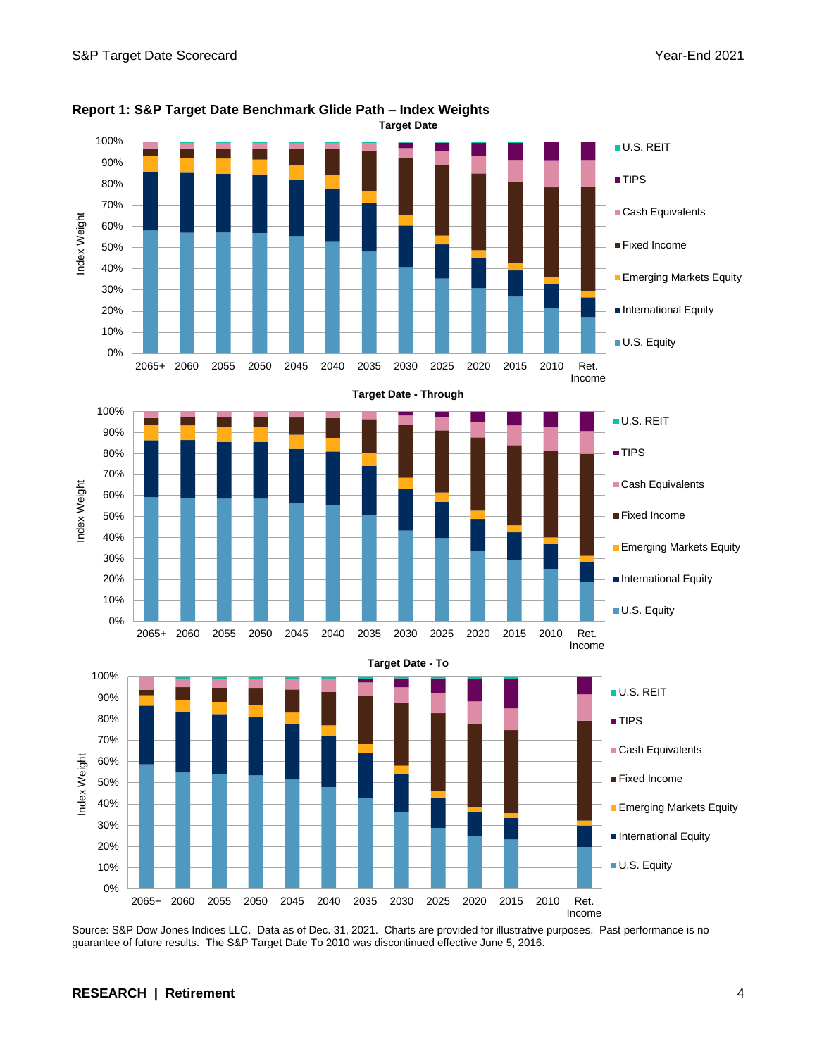## Report 1: S&P Target Date Benchmark Glide Path – Index Weights

Source: S&P Dow Jones Indices LLC. Data as of Dec. 31, 2021. Charts are provided for illustrative purposes. Past performance is no guarantee of future results. The S&P Target Date To 2010 was discontinued effective June 5, 2016.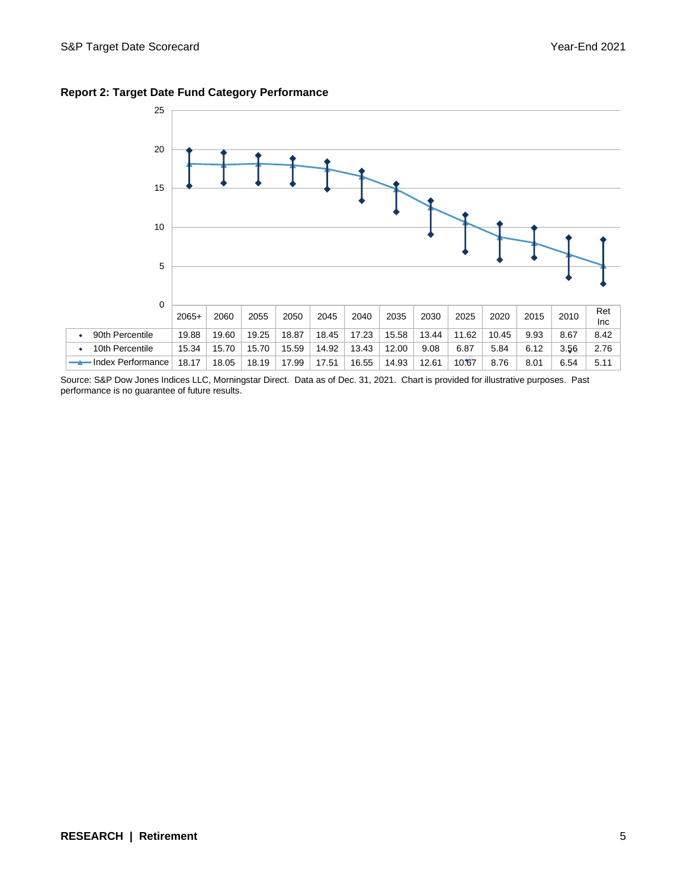### Report 2: Target Date Fund Category Performance

| | 2065+ | 2060 | 2055 | 2050 | 2045 | 2040 | 2035 | 2030 | 2025 | 2020 | 2015 | 2010 | Ret Inc |
|---|---|---|---|---|---|---|---|---|---|---|---|---|---|
| 90th Percentile | 19.88 | 19.60 | 19.25 | 18.87 | 18.45 | 17.23 | 15.58 | 13.44 | 11.62 | 10.45 | 9.93 | 8.67 | 8.42 |
| 10th Percentile | 15.34 | 15.70 | 15.70 | 15.59 | 14.92 | 13.43 | 12.00 | 9.08 | 6.87 | 5.84 | 6.12 | 3.56 | 2.76 |
| Index Performance | 18.17 | 18.05 | 18.19 | 17.99 | 17.51 | 16.55 | 14.93 | 12.61 | 10.67 | 8.76 | 8.01 | 6.54 | 5.11 |

Source: S&P Dow Jones Indices LLC, Morningstar Direct. Data as of Dec. 31, 2021. Chart is provided for illustrative purposes. Past performance is no guarantee of future results.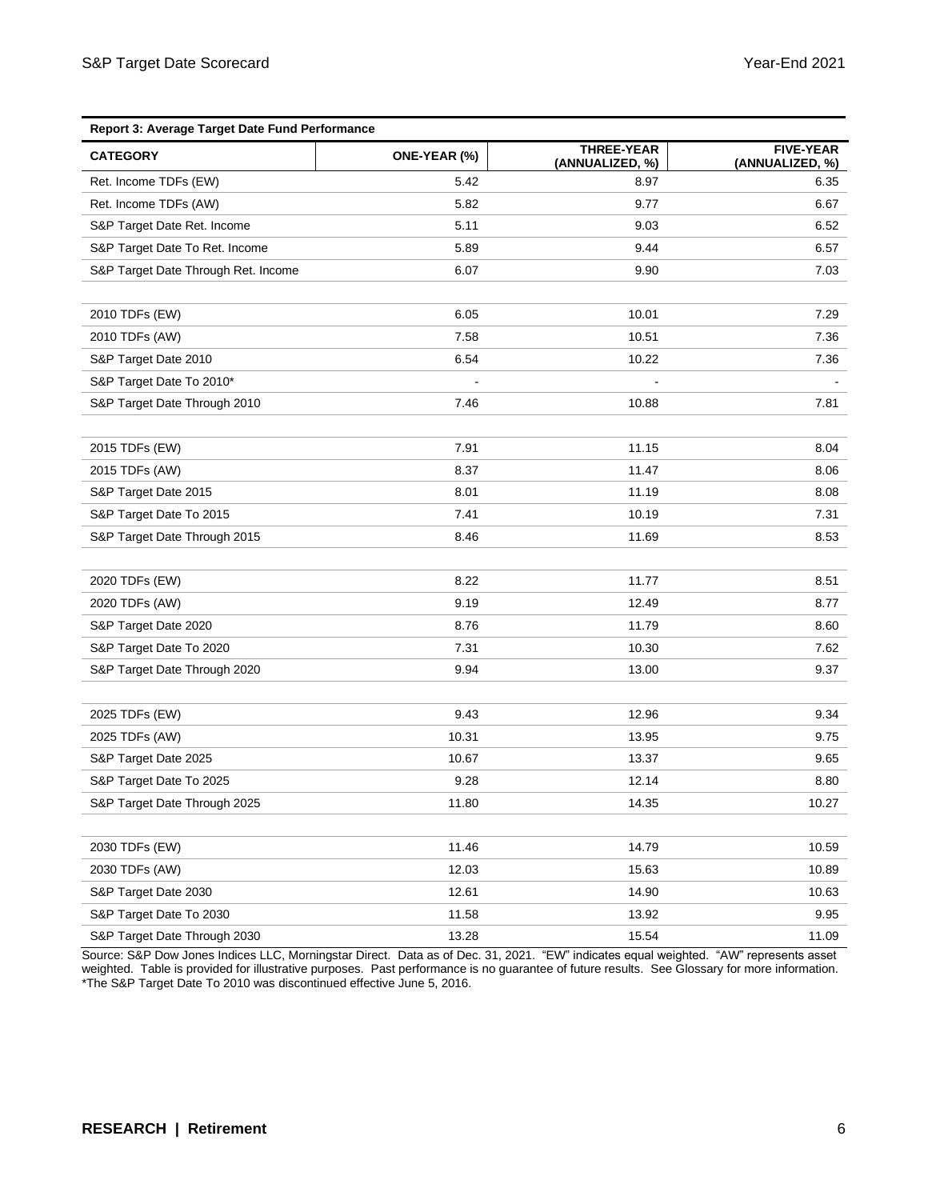**Report 3: Average Target Date Fund Performance**

| CATEGORY | ONE-YEAR (%) | THREE-YEAR (ANNUALIZED, %) | FIVE-YEAR (ANNUALIZED, %) |
|---|---|---|---|
| Ret. Income TDFs (EW) | 5.42 | 8.97 | 6.35 |
| Ret. Income TDFs (AW) | 5.82 | 9.77 | 6.67 |
| S&P Target Date Ret. Income | 5.11 | 9.03 | 6.52 |
| S&P Target Date To Ret. Income | 5.89 | 9.44 | 6.57 |
| S&P Target Date Through Ret. Income | 6.07 | 9.90 | 7.03 |
| | | | |
| 2010 TDFs (EW) | 6.05 | 10.01 | 7.29 |
| 2010 TDFs (AW) | 7.58 | 10.51 | 7.36 |
| S&P Target Date 2010 | 6.54 | 10.22 | 7.36 |
| S&P Target Date To 2010* | - | - | - |
| S&P Target Date Through 2010 | 7.46 | 10.88 | 7.81 |
| | | | |
| 2015 TDFs (EW) | 7.91 | 11.15 | 8.04 |
| 2015 TDFs (AW) | 8.37 | 11.47 | 8.06 |
| S&P Target Date 2015 | 8.01 | 11.19 | 8.08 |
| S&P Target Date To 2015 | 7.41 | 10.19 | 7.31 |
| S&P Target Date Through 2015 | 8.46 | 11.69 | 8.53 |
| | | | |
| 2020 TDFs (EW) | 8.22 | 11.77 | 8.51 |
| 2020 TDFs (AW) | 9.19 | 12.49 | 8.77 |
| S&P Target Date 2020 | 8.76 | 11.79 | 8.60 |
| S&P Target Date To 2020 | 7.31 | 10.30 | 7.62 |
| S&P Target Date Through 2020 | 9.94 | 13.00 | 9.37 |
| | | | |
| 2025 TDFs (EW) | 9.43 | 12.96 | 9.34 |
| 2025 TDFs (AW) | 10.31 | 13.95 | 9.75 |
| S&P Target Date 2025 | 10.67 | 13.37 | 9.65 |
| S&P Target Date To 2025 | 9.28 | 12.14 | 8.80 |
| S&P Target Date Through 2025 | 11.80 | 14.35 | 10.27 |
| | | | |
| 2030 TDFs (EW) | 11.46 | 14.79 | 10.59 |
| 2030 TDFs (AW) | 12.03 | 15.63 | 10.89 |
| S&P Target Date 2030 | 12.61 | 14.90 | 10.63 |
| S&P Target Date To 2030 | 11.58 | 13.92 | 9.95 |
| S&P Target Date Through 2030 | 13.28 | 15.54 | 11.09 |

Source: S&P Dow Jones Indices LLC, Morningstar Direct. Data as of Dec. 31, 2021. "EW" indicates equal weighted. "AW" represents asset weighted. Table is provided for illustrative purposes. Past performance is no guarantee of future results. See Glossary for more information. *The S&P Target Date To 2010 was discontinued effective June 5, 2016.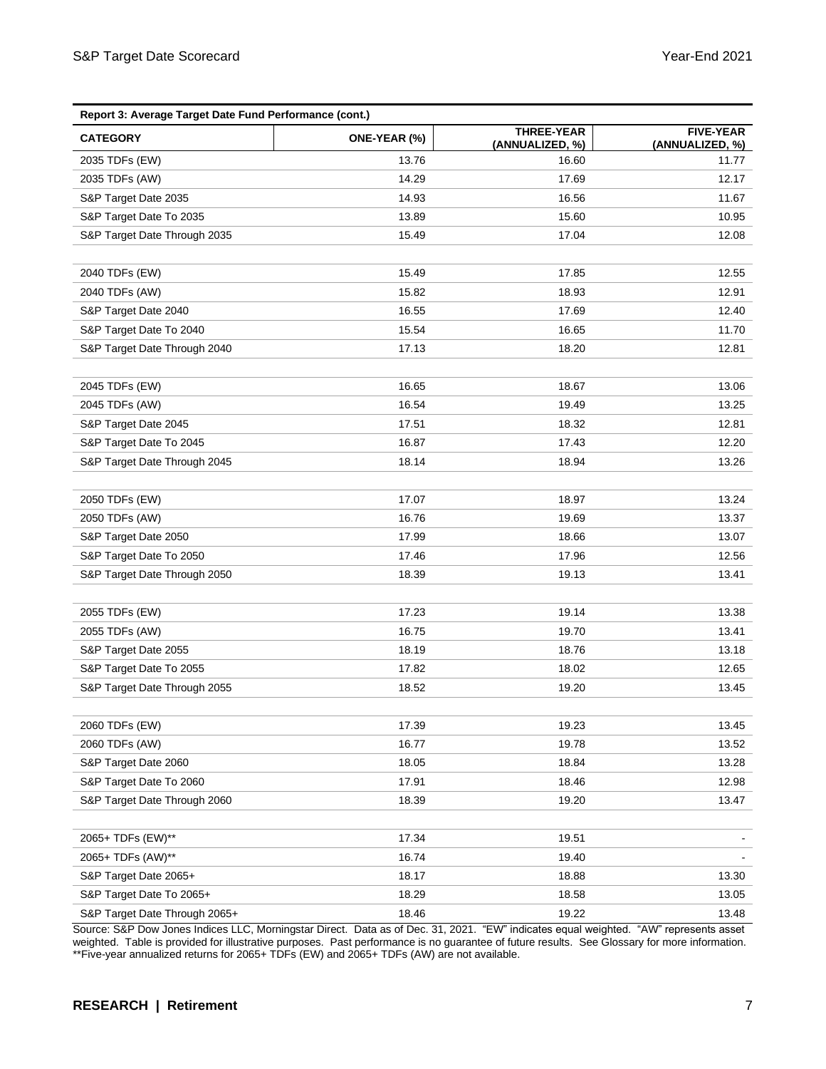**Report 3: Average Target Date Fund Performance (cont.)**

| CATEGORY | ONE-YEAR (%) | THREE-YEAR (ANNUALIZED, %) | FIVE-YEAR (ANNUALIZED, %) |
|---|---|---|---|
| 2035 TDFs (EW) | 13.76 | 16.60 | 11.77 |
| 2035 TDFs (AW) | 14.29 | 17.69 | 12.17 |
| S&P Target Date 2035 | 14.93 | 16.56 | 11.67 |
| S&P Target Date To 2035 | 13.89 | 15.60 | 10.95 |
| S&P Target Date Through 2035 | 15.49 | 17.04 | 12.08 |
| | | | |
| 2040 TDFs (EW) | 15.49 | 17.85 | 12.55 |
| 2040 TDFs (AW) | 15.82 | 18.93 | 12.91 |
| S&P Target Date 2040 | 16.55 | 17.69 | 12.40 |
| S&P Target Date To 2040 | 15.54 | 16.65 | 11.70 |
| S&P Target Date Through 2040 | 17.13 | 18.20 | 12.81 |
| | | | |
| 2045 TDFs (EW) | 16.65 | 18.67 | 13.06 |
| 2045 TDFs (AW) | 16.54 | 19.49 | 13.25 |
| S&P Target Date 2045 | 17.51 | 18.32 | 12.81 |
| S&P Target Date To 2045 | 16.87 | 17.43 | 12.20 |
| S&P Target Date Through 2045 | 18.14 | 18.94 | 13.26 |
| | | | |
| 2050 TDFs (EW) | 17.07 | 18.97 | 13.24 |
| 2050 TDFs (AW) | 16.76 | 19.69 | 13.37 |
| S&P Target Date 2050 | 17.99 | 18.66 | 13.07 |
| S&P Target Date To 2050 | 17.46 | 17.96 | 12.56 |
| S&P Target Date Through 2050 | 18.39 | 19.13 | 13.41 |
| | | | |
| 2055 TDFs (EW) | 17.23 | 19.14 | 13.38 |
| 2055 TDFs (AW) | 16.75 | 19.70 | 13.41 |
| S&P Target Date 2055 | 18.19 | 18.76 | 13.18 |
| S&P Target Date To 2055 | 17.82 | 18.02 | 12.65 |
| S&P Target Date Through 2055 | 18.52 | 19.20 | 13.45 |
| | | | |
| 2060 TDFs (EW) | 17.39 | 19.23 | 13.45 |
| 2060 TDFs (AW) | 16.77 | 19.78 | 13.52 |
| S&P Target Date 2060 | 18.05 | 18.84 | 13.28 |
| S&P Target Date To 2060 | 17.91 | 18.46 | 12.98 |
| S&P Target Date Through 2060 | 18.39 | 19.20 | 13.47 |
| | | | |
| 2065+ TDFs (EW)** | 17.34 | 19.51 | - |
| 2065+ TDFs (AW)** | 16.74 | 19.40 | - |
| S&P Target Date 2065+ | 18.17 | 18.88 | 13.30 |
| S&P Target Date To 2065+ | 18.29 | 18.58 | 13.05 |
| S&P Target Date Through 2065+ | 18.46 | 19.22 | 13.48 |

Source: S&P Dow Jones Indices LLC, Morningstar Direct. Data as of Dec. 31, 2021. "EW" indicates equal weighted. "AW" represents asset weighted. Table is provided for illustrative purposes. Past performance is no guarantee of future results. See Glossary for more information.
**Five-year annualized returns for 2065+ TDFs (EW) and 2065+ TDFs (AW) are not available.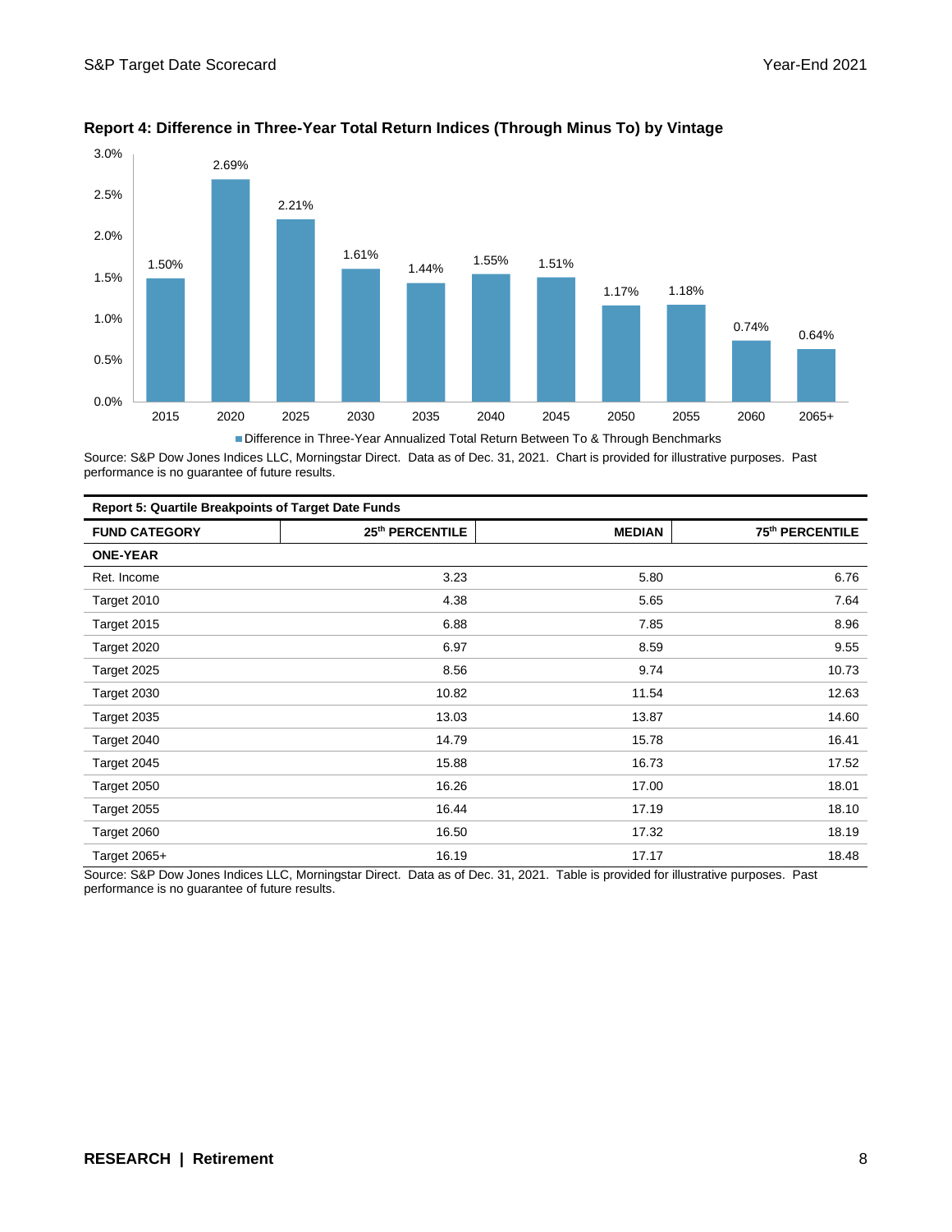**Report 4: Difference in Three-Year Total Return Indices (Through Minus To) by Vintage**

| Vintage | Difference in Three-Year Annualized Total Return Between To & Through Benchmarks |
|---|---|
| 2015 | 1.50% |
| 2020 | 2.69% |
| 2025 | 2.21% |
| 2030 | 1.61% |
| 2035 | 1.44% |
| 2040 | 1.55% |
| 2045 | 1.51% |
| 2050 | 1.17% |
| 2055 | 1.18% |
| 2060 | 0.74% |
| 2065+ | 0.64% |

Source: S&P Dow Jones Indices LLC, Morningstar Direct. Data as of Dec. 31, 2021. Chart is provided for illustrative purposes. Past performance is no guarantee of future results.

**Report 5: Quartile Breakpoints of Target Date Funds**

| FUND CATEGORY | 25th PERCENTILE | MEDIAN | 75th PERCENTILE |
|---|---|---|---|
| **ONE-YEAR** | | | |
| Ret. Income | 3.23 | 5.80 | 6.76 |
| Target 2010 | 4.38 | 5.65 | 7.64 |
| Target 2015 | 6.88 | 7.85 | 8.96 |
| Target 2020 | 6.97 | 8.59 | 9.55 |
| Target 2025 | 8.56 | 9.74 | 10.73 |
| Target 2030 | 10.82 | 11.54 | 12.63 |
| Target 2035 | 13.03 | 13.87 | 14.60 |
| Target 2040 | 14.79 | 15.78 | 16.41 |
| Target 2045 | 15.88 | 16.73 | 17.52 |
| Target 2050 | 16.26 | 17.00 | 18.01 |
| Target 2055 | 16.44 | 17.19 | 18.10 |
| Target 2060 | 16.50 | 17.32 | 18.19 |
| Target 2065+ | 16.19 | 17.17 | 18.48 |

Source: S&P Dow Jones Indices LLC, Morningstar Direct. Data as of Dec. 31, 2021. Table is provided for illustrative purposes. Past performance is no guarantee of future results.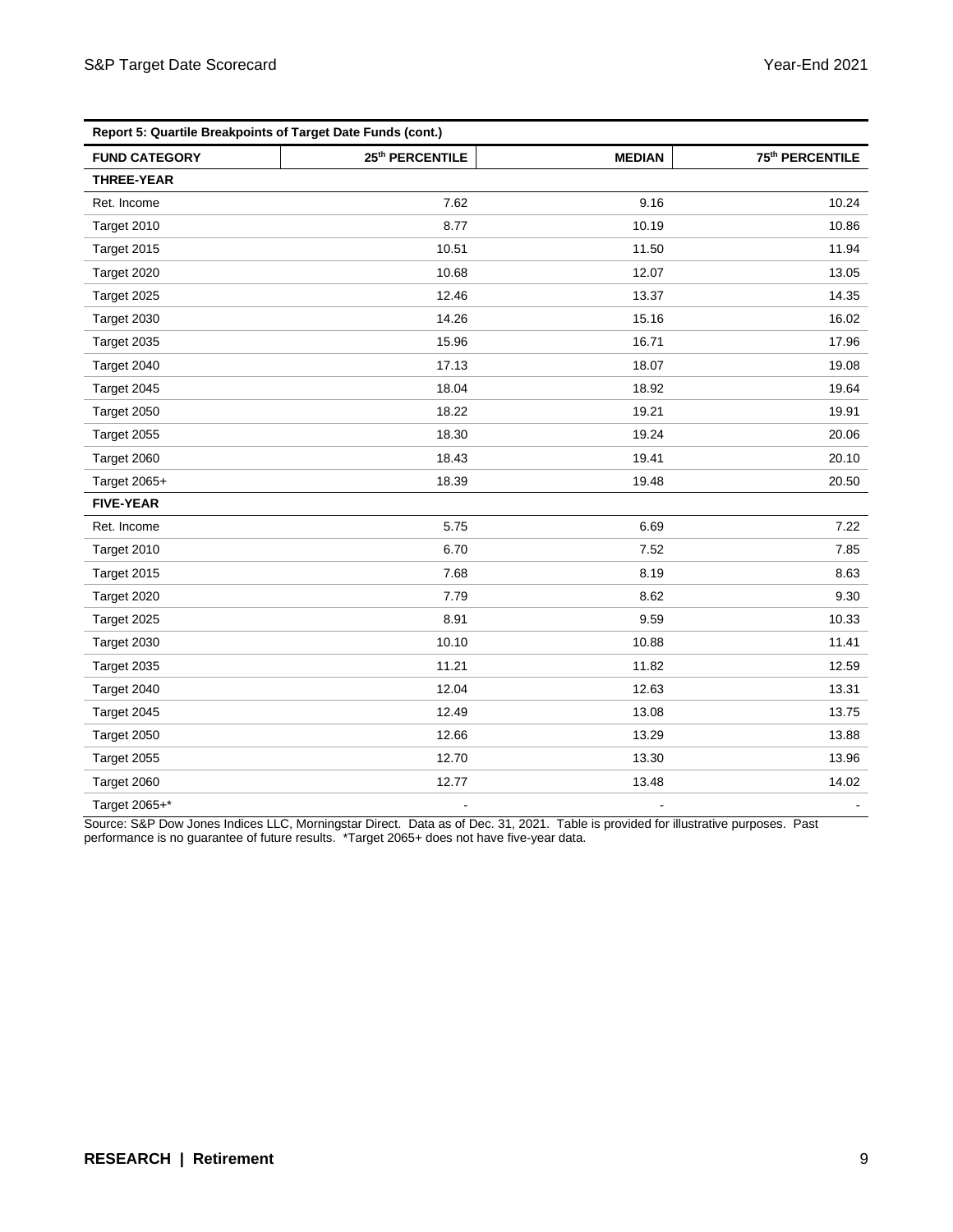**Report 5: Quartile Breakpoints of Target Date Funds (cont.)**

| FUND CATEGORY | 25th PERCENTILE | MEDIAN | 75th PERCENTILE |
|---|---|---|---|
| **THREE-YEAR** | | | |
| Ret. Income | 7.62 | 9.16 | 10.24 |
| Target 2010 | 8.77 | 10.19 | 10.86 |
| Target 2015 | 10.51 | 11.50 | 11.94 |
| Target 2020 | 10.68 | 12.07 | 13.05 |
| Target 2025 | 12.46 | 13.37 | 14.35 |
| Target 2030 | 14.26 | 15.16 | 16.02 |
| Target 2035 | 15.96 | 16.71 | 17.96 |
| Target 2040 | 17.13 | 18.07 | 19.08 |
| Target 2045 | 18.04 | 18.92 | 19.64 |
| Target 2050 | 18.22 | 19.21 | 19.91 |
| Target 2055 | 18.30 | 19.24 | 20.06 |
| Target 2060 | 18.43 | 19.41 | 20.10 |
| Target 2065+ | 18.39 | 19.48 | 20.50 |
| **FIVE-YEAR** | | | |
| Ret. Income | 5.75 | 6.69 | 7.22 |
| Target 2010 | 6.70 | 7.52 | 7.85 |
| Target 2015 | 7.68 | 8.19 | 8.63 |
| Target 2020 | 7.79 | 8.62 | 9.30 |
| Target 2025 | 8.91 | 9.59 | 10.33 |
| Target 2030 | 10.10 | 10.88 | 11.41 |
| Target 2035 | 11.21 | 11.82 | 12.59 |
| Target 2040 | 12.04 | 12.63 | 13.31 |
| Target 2045 | 12.49 | 13.08 | 13.75 |
| Target 2050 | 12.66 | 13.29 | 13.88 |
| Target 2055 | 12.70 | 13.30 | 13.96 |
| Target 2060 | 12.77 | 13.48 | 14.02 |
| Target 2065+* | - | - | - |

Source: S&P Dow Jones Indices LLC, Morningstar Direct. Data as of Dec. 31, 2021. Table is provided for illustrative purposes. Past performance is no guarantee of future results. *Target 2065+ does not have five-year data.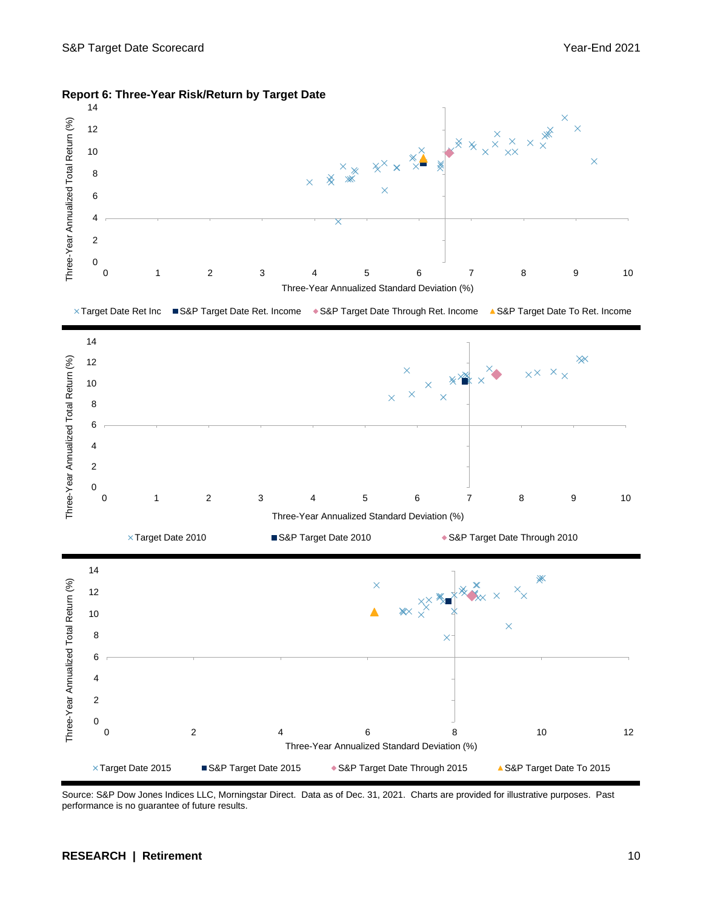## Report 6: Three-Year Risk/Return by Target Date

Three-Year Annualized Total Return (%) vs. Three-Year Annualized Standard Deviation (%)

× Target Date Ret Inc ■ S&P Target Date Ret. Income ◆ S&P Target Date Through Ret. Income ▲ S&P Target Date To Ret. Income

× Target Date 2010 ■ S&P Target Date 2010 ◆ S&P Target Date Through 2010

× Target Date 2015 ■ S&P Target Date 2015 ◆ S&P Target Date Through 2015 ▲ S&P Target Date To 2015

Source: S&P Dow Jones Indices LLC, Morningstar Direct. Data as of Dec. 31, 2021. Charts are provided for illustrative purposes. Past performance is no guarantee of future results.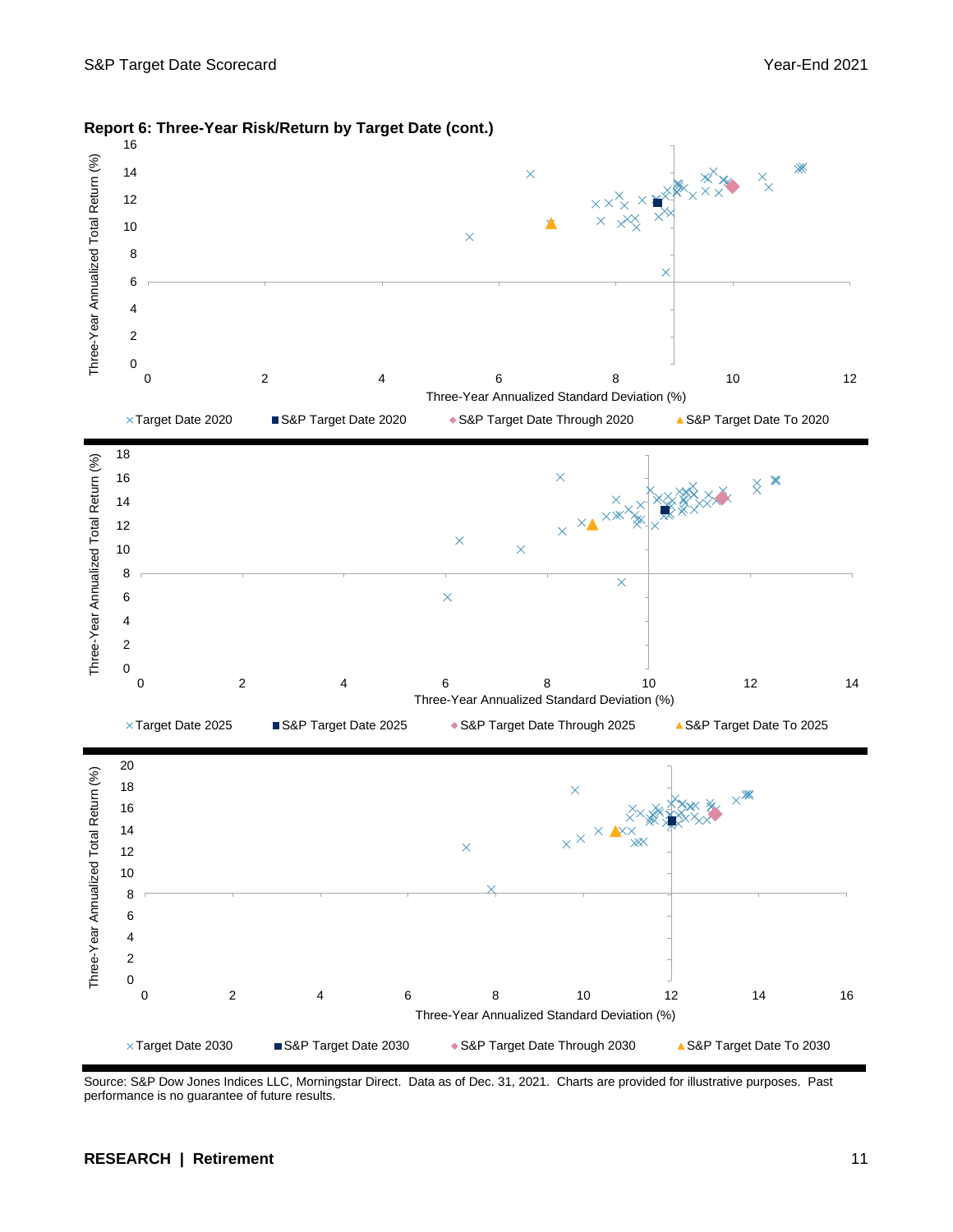**Report 6: Three-Year Risk/Return by Target Date (cont.)**

Three-Year Annualized Total Return (%)

Three-Year Annualized Standard Deviation (%)

× Target Date 2020 ■ S&P Target Date 2020 ◆ S&P Target Date Through 2020 ▲ S&P Target Date To 2020

Three-Year Annualized Total Return (%)

Three-Year Annualized Standard Deviation (%)

× Target Date 2025 ■ S&P Target Date 2025 ◆ S&P Target Date Through 2025 ▲ S&P Target Date To 2025

Three-Year Annualized Total Return (%)

Three-Year Annualized Standard Deviation (%)

× Target Date 2030 ■ S&P Target Date 2030 ◆ S&P Target Date Through 2030 ▲ S&P Target Date To 2030

Source: S&P Dow Jones Indices LLC, Morningstar Direct. Data as of Dec. 31, 2021. Charts are provided for illustrative purposes. Past performance is no guarantee of future results.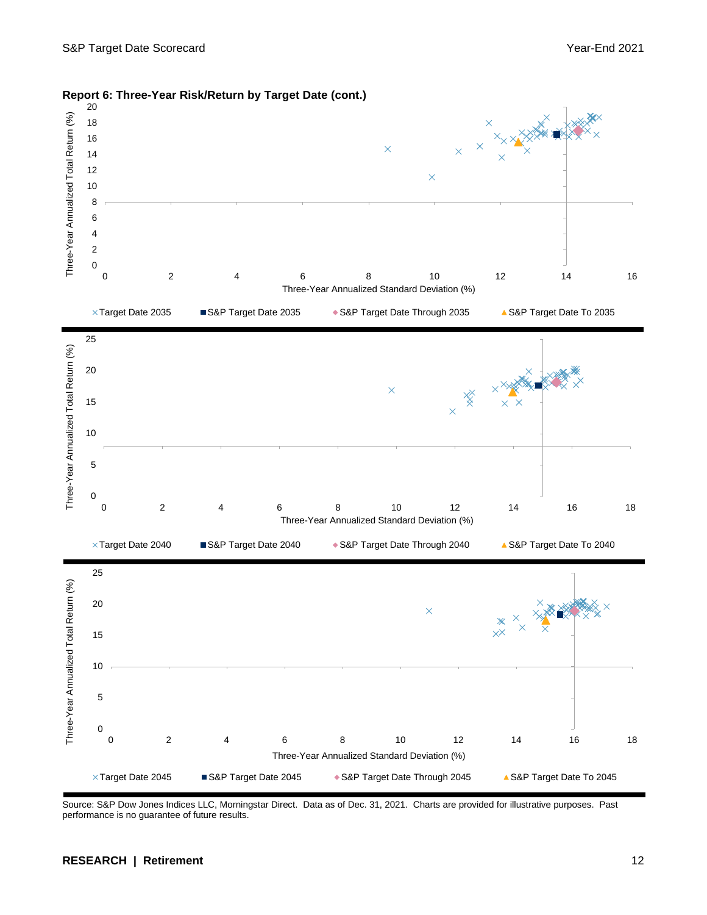**Report 6: Three-Year Risk/Return by Target Date (cont.)**

Three-Year Annualized Total Return (%) vs. Three-Year Annualized Standard Deviation (%)

× Target Date 2035 ■ S&P Target Date 2035 ◆ S&P Target Date Through 2035 ▲ S&P Target Date To 2035

Three-Year Annualized Total Return (%) vs. Three-Year Annualized Standard Deviation (%)

× Target Date 2040 ■ S&P Target Date 2040 ◆ S&P Target Date Through 2040 ▲ S&P Target Date To 2040

Three-Year Annualized Total Return (%) vs. Three-Year Annualized Standard Deviation (%)

× Target Date 2045 ■ S&P Target Date 2045 ◆ S&P Target Date Through 2045 ▲ S&P Target Date To 2045

Source: S&P Dow Jones Indices LLC, Morningstar Direct. Data as of Dec. 31, 2021. Charts are provided for illustrative purposes. Past performance is no guarantee of future results.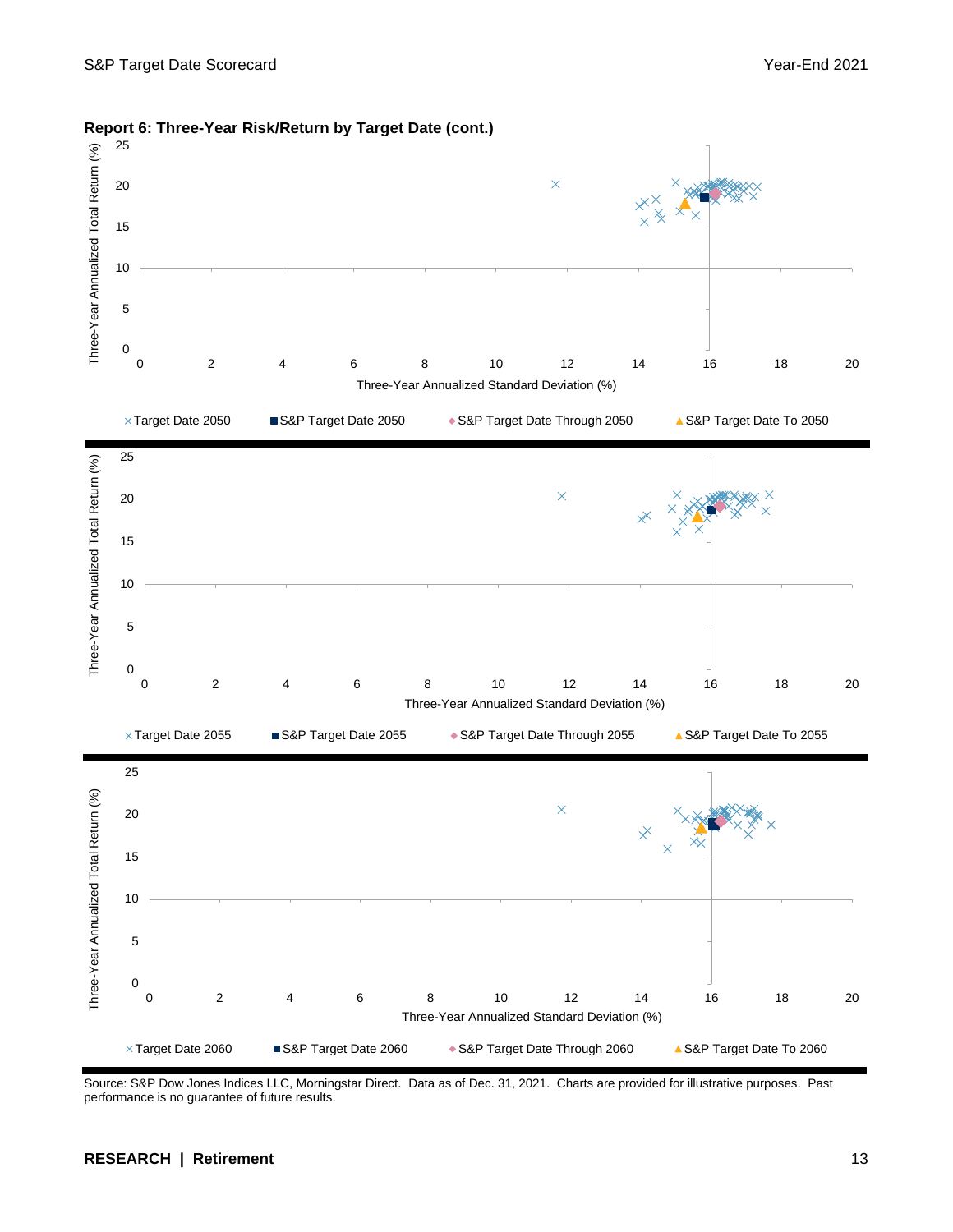**Report 6: Three-Year Risk/Return by Target Date (cont.)**

Three-Year Annualized Total Return (%)

Three-Year Annualized Standard Deviation (%)

×Target Date 2050 ■S&P Target Date 2050 ◆S&P Target Date Through 2050 ▲S&P Target Date To 2050

Three-Year Annualized Total Return (%)

Three-Year Annualized Standard Deviation (%)

×Target Date 2055 ■S&P Target Date 2055 ◆S&P Target Date Through 2055 ▲S&P Target Date To 2055

Three-Year Annualized Total Return (%)

Three-Year Annualized Standard Deviation (%)

×Target Date 2060 ■S&P Target Date 2060 ◆S&P Target Date Through 2060 ▲S&P Target Date To 2060

Source: S&P Dow Jones Indices LLC, Morningstar Direct. Data as of Dec. 31, 2021. Charts are provided for illustrative purposes. Past performance is no guarantee of future results.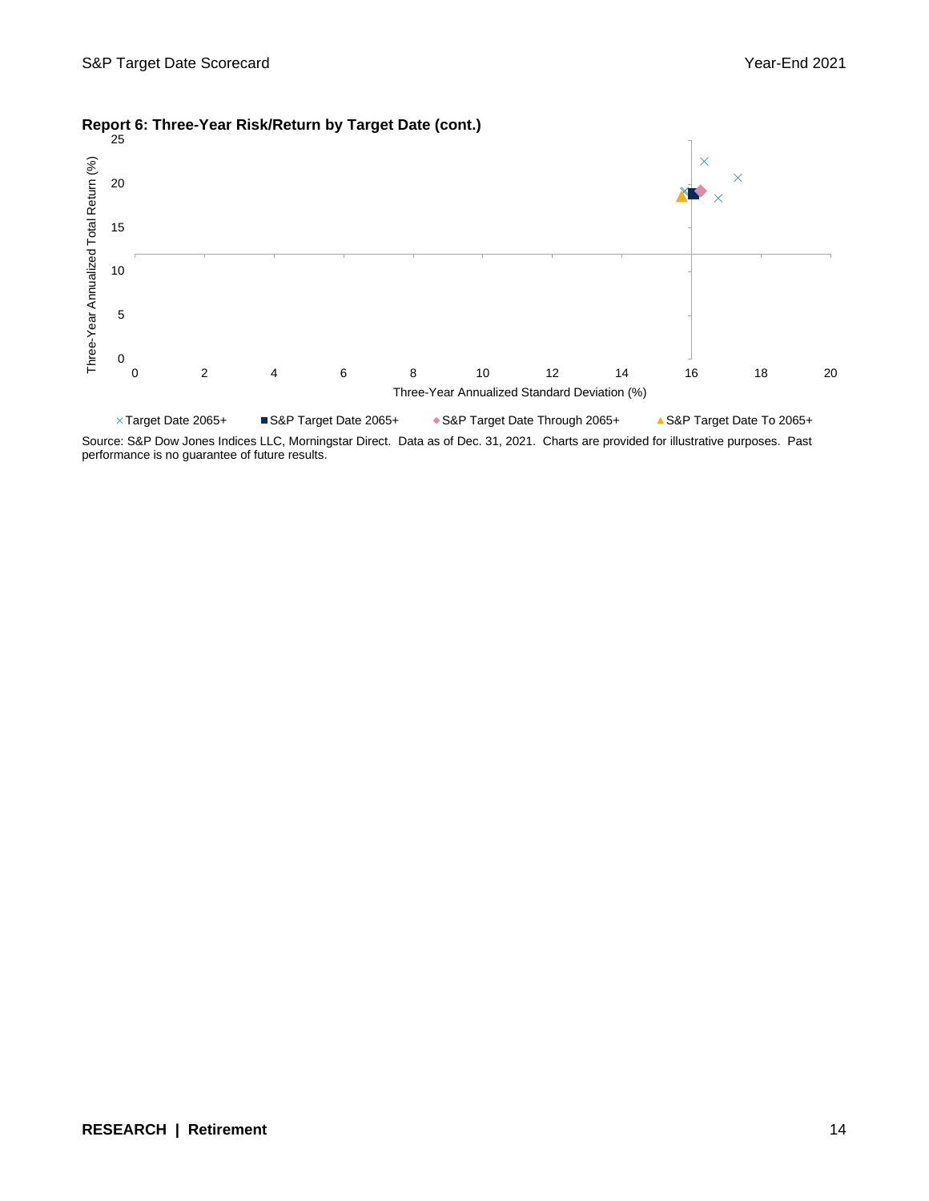**Report 6: Three-Year Risk/Return by Target Date (cont.)**

Three-Year Annualized Total Return (%)

Three-Year Annualized Standard Deviation (%)

× Target Date 2065+ ■ S&P Target Date 2065+ ◆ S&P Target Date Through 2065+ ▲ S&P Target Date To 2065+

Source: S&P Dow Jones Indices LLC, Morningstar Direct. Data as of Dec. 31, 2021. Charts are provided for illustrative purposes. Past performance is no guarantee of future results.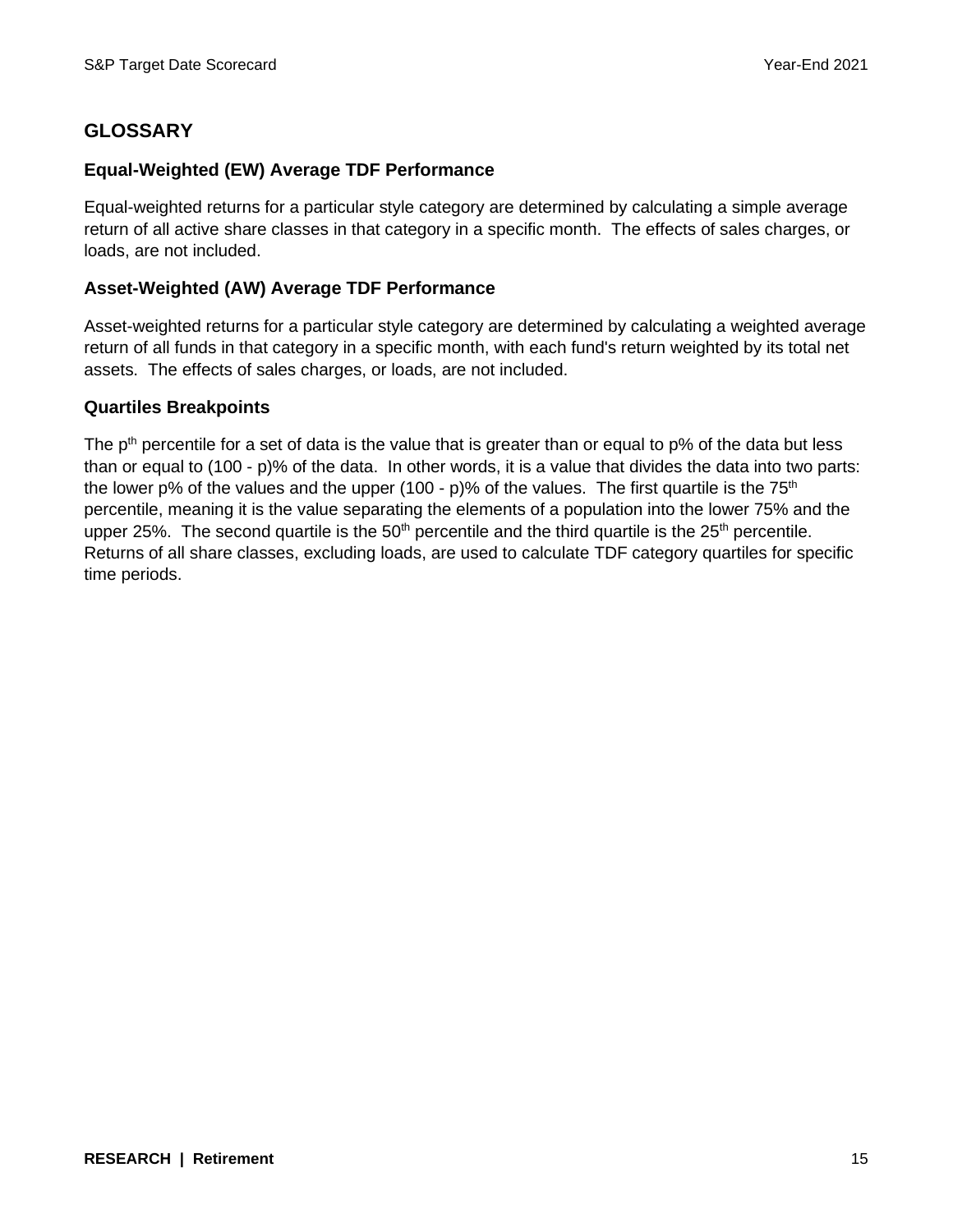## GLOSSARY

### Equal-Weighted (EW) Average TDF Performance

Equal-weighted returns for a particular style category are determined by calculating a simple average return of all active share classes in that category in a specific month. The effects of sales charges, or loads, are not included.

### Asset-Weighted (AW) Average TDF Performance

Asset-weighted returns for a particular style category are determined by calculating a weighted average return of all funds in that category in a specific month, with each fund's return weighted by its total net assets. The effects of sales charges, or loads, are not included.

### Quartiles Breakpoints

The $p^{th}$ percentile for a set of data is the value that is greater than or equal to p% of the data but less than or equal to (100 - p)% of the data. In other words, it is a value that divides the data into two parts: the lower p% of the values and the upper (100 - p)% of the values. The first quartile is the $75^{th}$ percentile, meaning it is the value separating the elements of a population into the lower 75% and the upper 25%. The second quartile is the $50^{th}$ percentile and the third quartile is the $25^{th}$ percentile. Returns of all share classes, excluding loads, are used to calculate TDF category quartiles for specific time periods.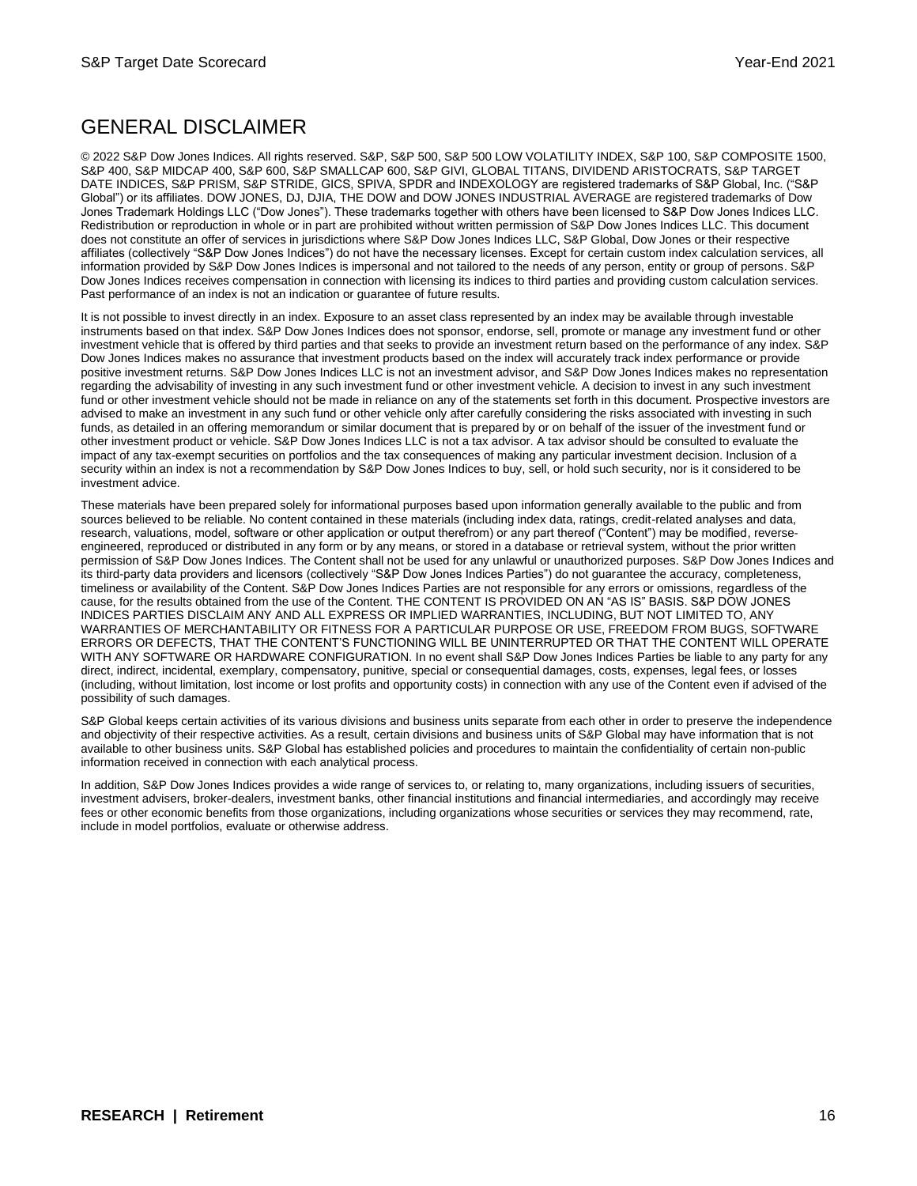# GENERAL DISCLAIMER

© 2022 S&P Dow Jones Indices. All rights reserved. S&P, S&P 500, S&P 500 LOW VOLATILITY INDEX, S&P 100, S&P COMPOSITE 1500, S&P 400, S&P MIDCAP 400, S&P 600, S&P SMALLCAP 600, S&P GIVI, GLOBAL TITANS, DIVIDEND ARISTOCRATS, S&P TARGET DATE INDICES, S&P PRISM, S&P STRIDE, GICS, SPIVA, SPDR and INDEXOLOGY are registered trademarks of S&P Global, Inc. ("S&P Global") or its affiliates. DOW JONES, DJ, DJIA, THE DOW and DOW JONES INDUSTRIAL AVERAGE are registered trademarks of Dow Jones Trademark Holdings LLC ("Dow Jones"). These trademarks together with others have been licensed to S&P Dow Jones Indices LLC. Redistribution or reproduction in whole or in part are prohibited without written permission of S&P Dow Jones Indices LLC. This document does not constitute an offer of services in jurisdictions where S&P Dow Jones Indices LLC, S&P Global, Dow Jones or their respective affiliates (collectively "S&P Dow Jones Indices") do not have the necessary licenses. Except for certain custom index calculation services, all information provided by S&P Dow Jones Indices is impersonal and not tailored to the needs of any person, entity or group of persons. S&P Dow Jones Indices receives compensation in connection with licensing its indices to third parties and providing custom calculation services. Past performance of an index is not an indication or guarantee of future results.

It is not possible to invest directly in an index. Exposure to an asset class represented by an index may be available through investable instruments based on that index. S&P Dow Jones Indices does not sponsor, endorse, sell, promote or manage any investment fund or other investment vehicle that is offered by third parties and that seeks to provide an investment return based on the performance of any index. S&P Dow Jones Indices makes no assurance that investment products based on the index will accurately track index performance or provide positive investment returns. S&P Dow Jones Indices LLC is not an investment advisor, and S&P Dow Jones Indices makes no representation regarding the advisability of investing in any such investment fund or other investment vehicle. A decision to invest in any such investment fund or other investment vehicle should not be made in reliance on any of the statements set forth in this document. Prospective investors are advised to make an investment in any such fund or other vehicle only after carefully considering the risks associated with investing in such funds, as detailed in an offering memorandum or similar document that is prepared by or on behalf of the issuer of the investment fund or other investment product or vehicle. S&P Dow Jones Indices LLC is not a tax advisor. A tax advisor should be consulted to evaluate the impact of any tax-exempt securities on portfolios and the tax consequences of making any particular investment decision. Inclusion of a security within an index is not a recommendation by S&P Dow Jones Indices to buy, sell, or hold such security, nor is it considered to be investment advice.

These materials have been prepared solely for informational purposes based upon information generally available to the public and from sources believed to be reliable. No content contained in these materials (including index data, ratings, credit-related analyses and data, research, valuations, model, software or other application or output therefrom) or any part thereof ("Content") may be modified, reverse-engineered, reproduced or distributed in any form or by any means, or stored in a database or retrieval system, without the prior written permission of S&P Dow Jones Indices. The Content shall not be used for any unlawful or unauthorized purposes. S&P Dow Jones Indices and its third-party data providers and licensors (collectively "S&P Dow Jones Indices Parties") do not guarantee the accuracy, completeness, timeliness or availability of the Content. S&P Dow Jones Indices Parties are not responsible for any errors or omissions, regardless of the cause, for the results obtained from the use of the Content. THE CONTENT IS PROVIDED ON AN "AS IS" BASIS. S&P DOW JONES INDICES PARTIES DISCLAIM ANY AND ALL EXPRESS OR IMPLIED WARRANTIES, INCLUDING, BUT NOT LIMITED TO, ANY WARRANTIES OF MERCHANTABILITY OR FITNESS FOR A PARTICULAR PURPOSE OR USE, FREEDOM FROM BUGS, SOFTWARE ERRORS OR DEFECTS, THAT THE CONTENT'S FUNCTIONING WILL BE UNINTERRUPTED OR THAT THE CONTENT WILL OPERATE WITH ANY SOFTWARE OR HARDWARE CONFIGURATION. In no event shall S&P Dow Jones Indices Parties be liable to any party for any direct, indirect, incidental, exemplary, compensatory, punitive, special or consequential damages, costs, expenses, legal fees, or losses (including, without limitation, lost income or lost profits and opportunity costs) in connection with any use of the Content even if advised of the possibility of such damages.

S&P Global keeps certain activities of its various divisions and business units separate from each other in order to preserve the independence and objectivity of their respective activities. As a result, certain divisions and business units of S&P Global may have information that is not available to other business units. S&P Global has established policies and procedures to maintain the confidentiality of certain non-public information received in connection with each analytical process.

In addition, S&P Dow Jones Indices provides a wide range of services to, or relating to, many organizations, including issuers of securities, investment advisers, broker-dealers, investment banks, other financial institutions and financial intermediaries, and accordingly may receive fees or other economic benefits from those organizations, including organizations whose securities or services they may recommend, rate, include in model portfolios, evaluate or otherwise address.